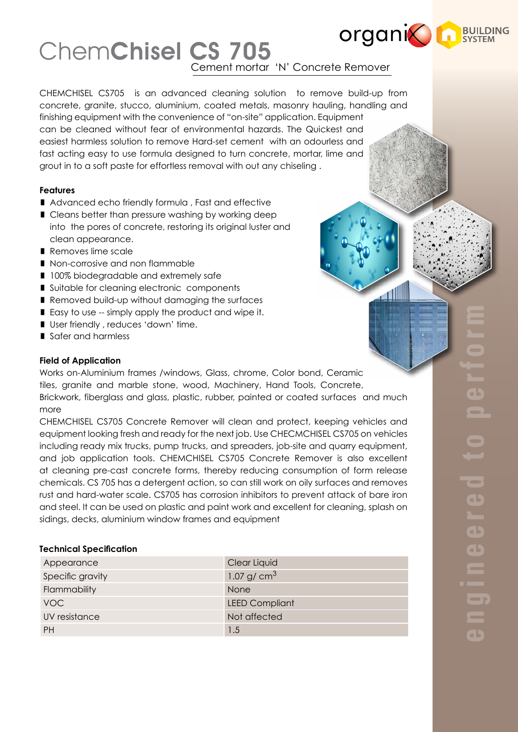# ChemChisel CS 705

## Cement mortar 'N' Concrete Remover

CHEMCHISEL CS705 is an advanced cleaning solution to remove build-up from concrete, granite, stucco, aluminium, coated metals, masonry hauling, handling and finishing equipment with the convenience of "on-site" application. Equipment can be cleaned without fear of environmental hazards. The Quickest and easiest harmless solution to remove Hard-set cement with an odourless and fast acting easy to use formula designed to turn concrete, mortar, lime and grout in to a soft paste for effortless removal with out any chiseling .

**Features**

- Advanced echo friendly formula , Fast and effective
- Cleans better than pressure washing by working deep into the pores of concrete, restoring its original luster and clean appearance.
- Removes lime scale
- Non-corrosive and non flammable
- 100% biodegradable and extremely safe
- Suitable for cleaning electronic components
- Removed build-up without damaging the surfaces
- Easy to use -- simply apply the product and wipe it.
- User friendly , reduces 'down' time.
- Safer and harmless

**Field of Application**

Works on-Aluminium frames /windows, Glass, chrome, Color bond, Ceramic tiles, granite and marble stone, wood, Machinery, Hand Tools, Concrete, Brickwork, fiberglass and glass, plastic, rubber, painted or coated surfaces and much more

CHEMCHISEL CS705 Concrete Remover will clean and protect, keeping vehicles and equipment looking fresh and ready for the next job. Use CHECMCHISEL CS705 on vehicles including ready mix trucks, pump trucks, and spreaders, job-site and quarry equipment, and job application tools. CHEMCHISEL CS705 Concrete Remover is also excellent at cleaning pre-cast concrete forms, thereby reducing consumption of form release chemicals. CS 705 has a detergent action, so can still work on oily surfaces and removes rust and hard-water scale. CS705 has corrosion inhibitors to prevent attack of bare iron and steel. It can be used on plastic and paint work and excellent for cleaning, splash on sidings, decks, aluminium window frames and equipment

**Technical Specification**

| | |
|---|---|
| Appearance | Clear Liquid |
| Specific gravity | 1.07 g/ $cm^3$ |
| Flammability | None |
| VOC | LEED Compliant |
| UV resistance | Not affected |
| PH | 1.5 |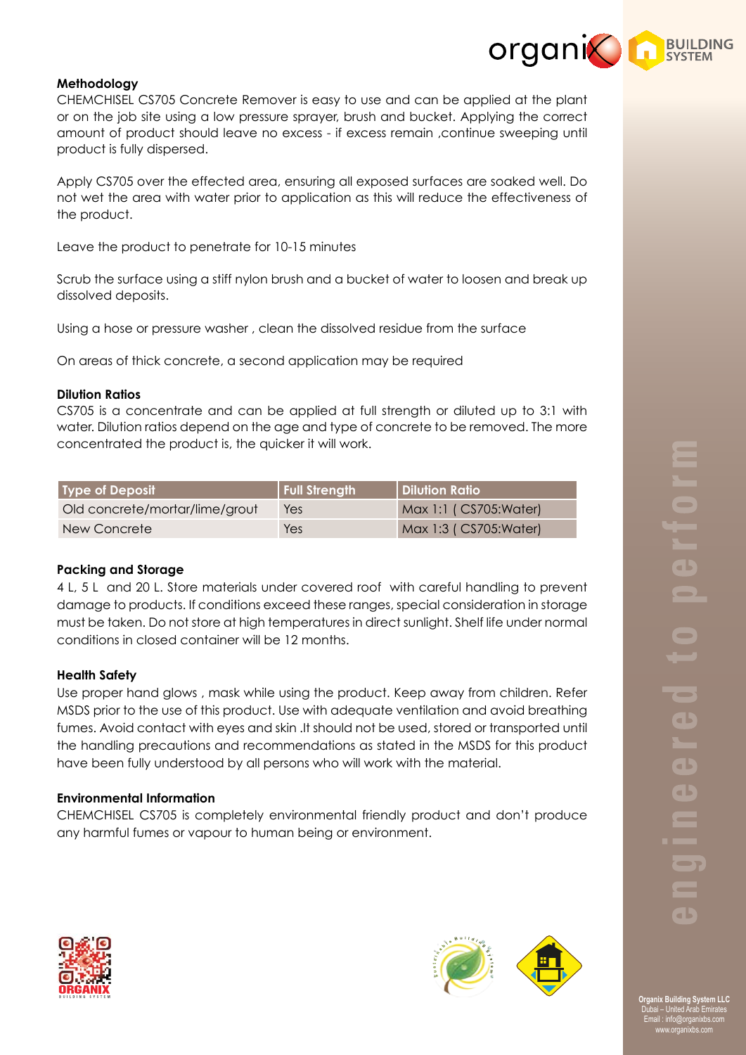## Methodology

CHEMCHISEL CS705 Concrete Remover is easy to use and can be applied at the plant or on the job site using a low pressure sprayer, brush and bucket. Applying the correct amount of product should leave no excess - if excess remain ,continue sweeping until product is fully dispersed.

Apply CS705 over the effected area, ensuring all exposed surfaces are soaked well. Do not wet the area with water prior to application as this will reduce the effectiveness of the product.

Leave the product to penetrate for 10-15 minutes

Scrub the surface using a stiff nylon brush and a bucket of water to loosen and break up dissolved deposits.

Using a hose or pressure washer , clean the dissolved residue from the surface

On areas of thick concrete, a second application may be required

## Dilution Ratios

CS705 is a concentrate and can be applied at full strength or diluted up to 3:1 with water. Dilution ratios depend on the age and type of concrete to be removed. The more concentrated the product is, the quicker it will work.

| Type of Deposit | Full Strength | Dilution Ratio |
|---|---|---|
| Old concrete/mortar/lime/grout | Yes | Max 1:1 ( CS705:Water) |
| New Concrete | Yes | Max 1:3 ( CS705:Water) |

## Packing and Storage

4 L, 5 L and 20 L. Store materials under covered roof with careful handling to prevent damage to products. If conditions exceed these ranges, special consideration in storage must be taken. Do not store at high temperatures in direct sunlight. Shelf life under normal conditions in closed container will be 12 months.

## Health Safety

Use proper hand glows , mask while using the product. Keep away from children. Refer MSDS prior to the use of this product. Use with adequate ventilation and avoid breathing fumes. Avoid contact with eyes and skin .It should not be used, stored or transported until the handling precautions and recommendations as stated in the MSDS for this product have been fully understood by all persons who will work with the material.

## Environmental Information

CHEMCHISEL CS705 is completely environmental friendly product and don't produce any harmful fumes or vapour to human being or environment.

engineered to perform

Organix Building System LLC
Dubai – United Arab Emirates
Email : info@organixbs.com
www.organixbs.com